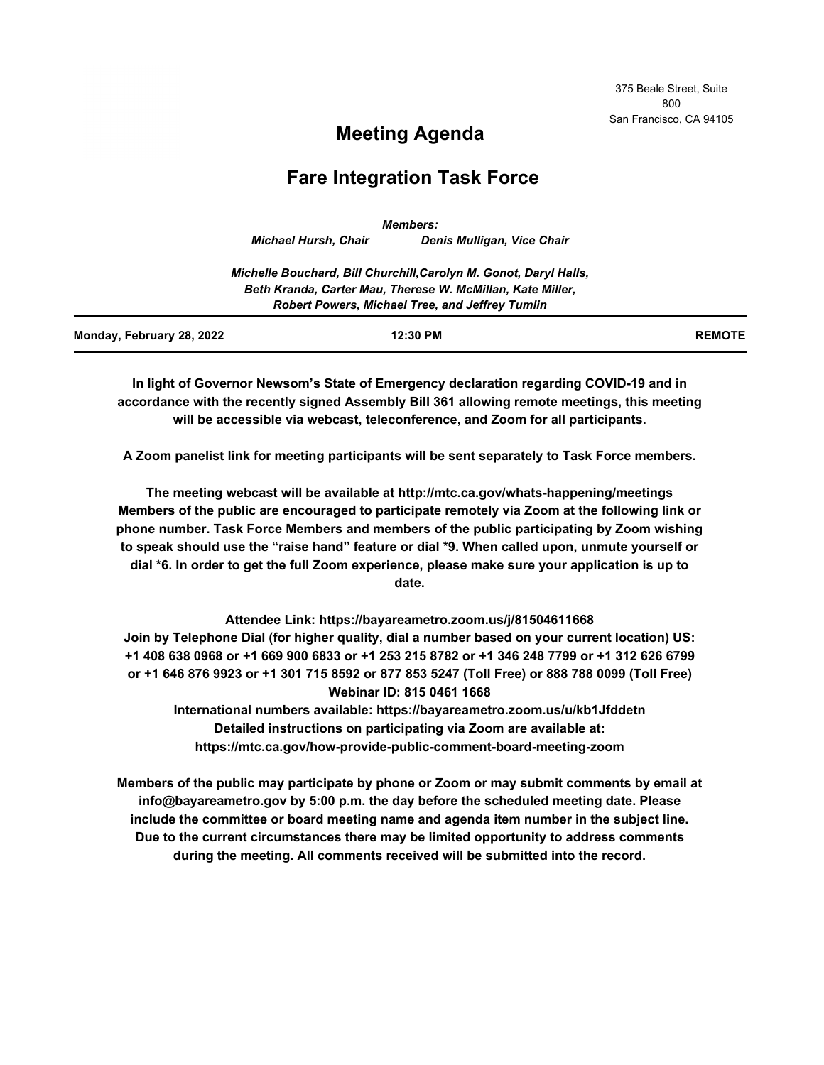375 Beale Street, Suite 800
San Francisco, CA 94105

# Meeting Agenda

## Fare Integration Task Force

*Members:*

***Michael Hursh, Chair*** ***Denis Mulligan, Vice Chair***

***Michelle Bouchard, Bill Churchill,Carolyn M. Gonot, Daryl Halls, Beth Kranda, Carter Mau, Therese W. McMillan, Kate Miller, Robert Powers, Michael Tree, and Jeffrey Tumlin***

---

**Monday, February 28, 2022** **12:30 PM** **REMOTE**

---

**In light of Governor Newsom's State of Emergency declaration regarding COVID-19 and in accordance with the recently signed Assembly Bill 361 allowing remote meetings, this meeting will be accessible via webcast, teleconference, and Zoom for all participants.**

**A Zoom panelist link for meeting participants will be sent separately to Task Force members.**

**The meeting webcast will be available at http://mtc.ca.gov/whats-happening/meetings Members of the public are encouraged to participate remotely via Zoom at the following link or phone number. Task Force Members and members of the public participating by Zoom wishing to speak should use the "raise hand" feature or dial *9. When called upon, unmute yourself or dial *6. In order to get the full Zoom experience, please make sure your application is up to date.**

**Attendee Link: https://bayareametro.zoom.us/j/81504611668**
**Join by Telephone Dial (for higher quality, dial a number based on your current location) US: +1 408 638 0968 or +1 669 900 6833 or +1 253 215 8782 or +1 346 248 7799 or +1 312 626 6799 or +1 646 876 9923 or +1 301 715 8592 or 877 853 5247 (Toll Free) or 888 788 0099 (Toll Free)**
**Webinar ID: 815 0461 1668**
**International numbers available: https://bayareametro.zoom.us/u/kb1Jfddetn**
**Detailed instructions on participating via Zoom are available at: https://mtc.ca.gov/how-provide-public-comment-board-meeting-zoom**

**Members of the public may participate by phone or Zoom or may submit comments by email at info@bayareametro.gov by 5:00 p.m. the day before the scheduled meeting date. Please include the committee or board meeting name and agenda item number in the subject line. Due to the current circumstances there may be limited opportunity to address comments during the meeting. All comments received will be submitted into the record.**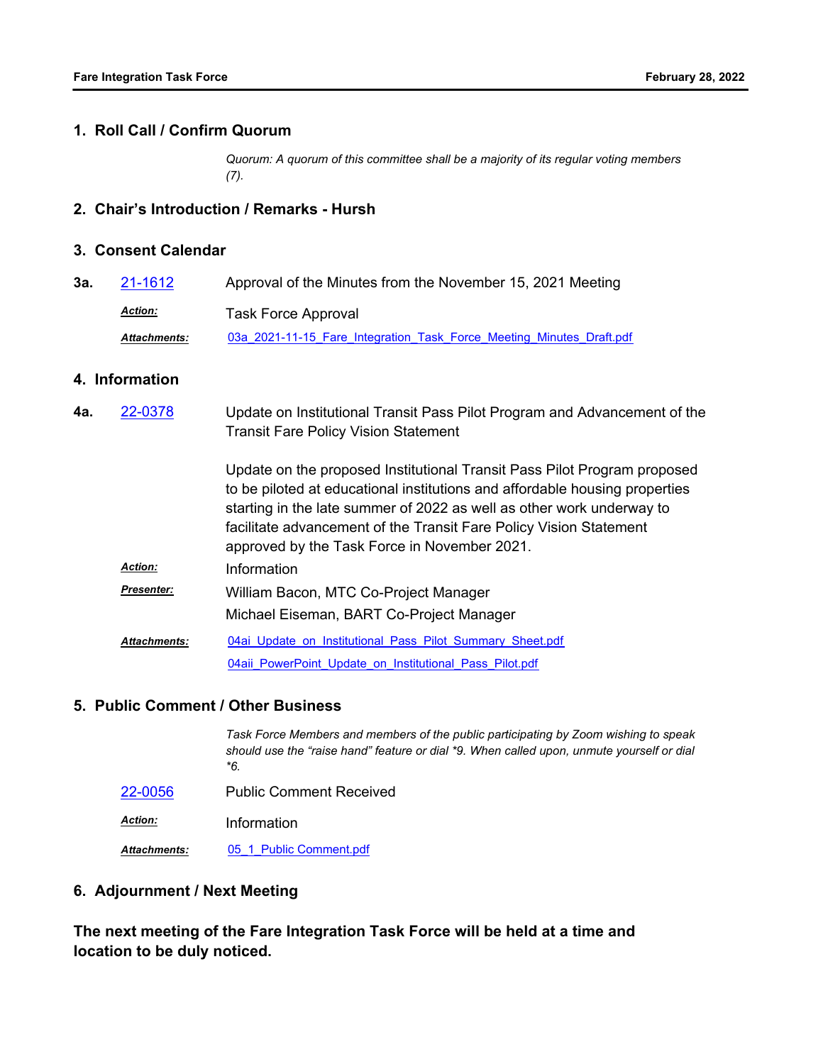## 1. Roll Call / Confirm Quorum

*Quorum: A quorum of this committee shall be a majority of its regular voting members (7).*

## 2. Chair's Introduction / Remarks - Hursh

## 3. Consent Calendar

**3a.** 21-1612 Approval of the Minutes from the November 15, 2021 Meeting

***Action:*** Task Force Approval

***Attachments:*** 03a_2021-11-15_Fare_Integration_Task_Force_Meeting_Minutes_Draft.pdf

## 4. Information

**4a.** 22-0378 Update on Institutional Transit Pass Pilot Program and Advancement of the Transit Fare Policy Vision Statement

Update on the proposed Institutional Transit Pass Pilot Program proposed to be piloted at educational institutions and affordable housing properties starting in the late summer of 2022 as well as other work underway to facilitate advancement of the Transit Fare Policy Vision Statement approved by the Task Force in November 2021.

***Action:*** Information

***Presenter:*** William Bacon, MTC Co-Project Manager
Michael Eiseman, BART Co-Project Manager

***Attachments:*** 04ai_Update_on_Institutional_Pass_Pilot_Summary_Sheet.pdf
04aii_PowerPoint_Update_on_Institutional_Pass_Pilot.pdf

## 5. Public Comment / Other Business

*Task Force Members and members of the public participating by Zoom wishing to speak should use the "raise hand" feature or dial *9. When called upon, unmute yourself or dial *6.*

22-0056 Public Comment Received

***Action:*** Information

***Attachments:*** 05_1_Public Comment.pdf

## 6. Adjournment / Next Meeting

**The next meeting of the Fare Integration Task Force will be held at a time and location to be duly noticed.**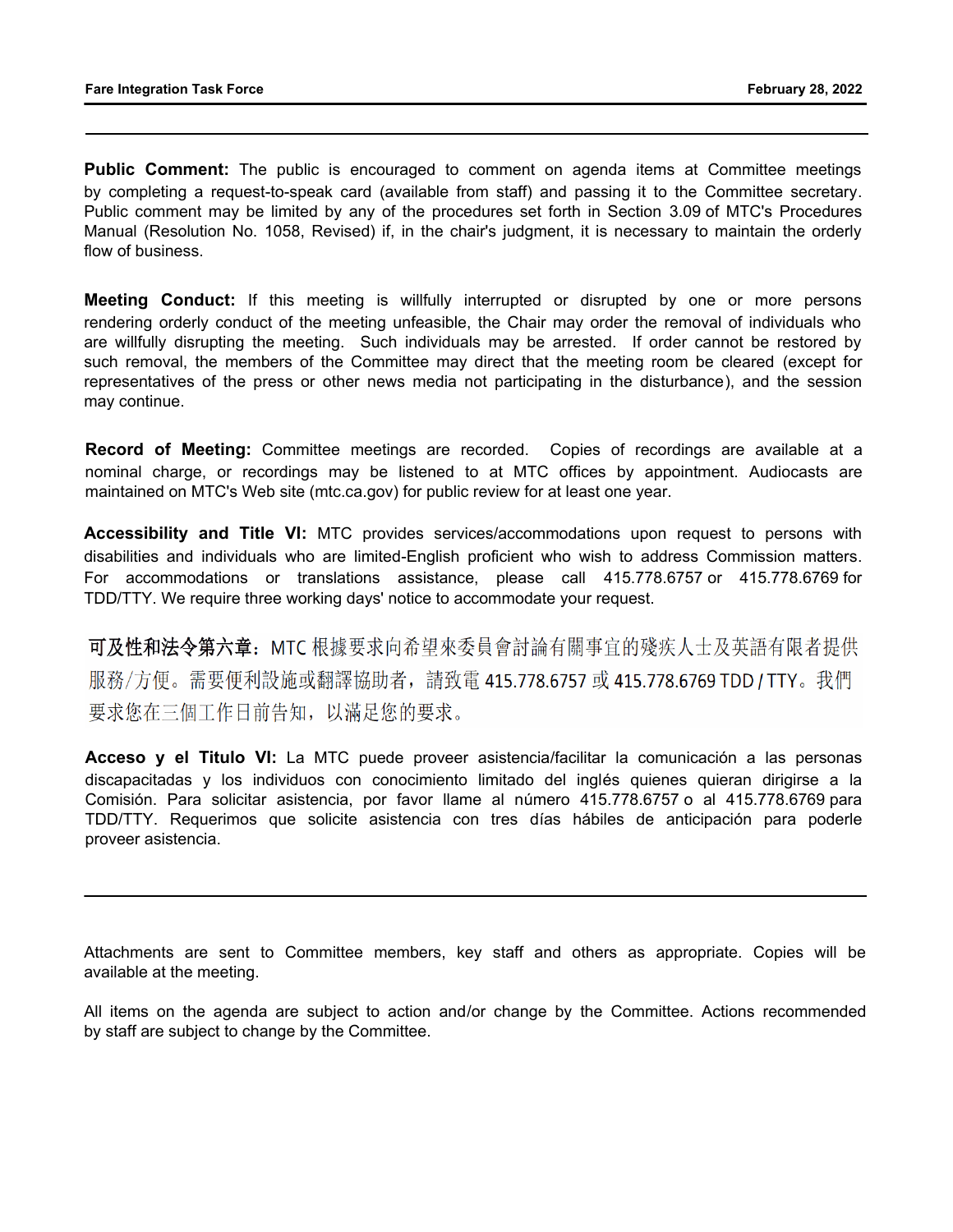**Public Comment:** The public is encouraged to comment on agenda items at Committee meetings by completing a request-to-speak card (available from staff) and passing it to the Committee secretary. Public comment may be limited by any of the procedures set forth in Section 3.09 of MTC's Procedures Manual (Resolution No. 1058, Revised) if, in the chair's judgment, it is necessary to maintain the orderly flow of business.

**Meeting Conduct:** If this meeting is willfully interrupted or disrupted by one or more persons rendering orderly conduct of the meeting unfeasible, the Chair may order the removal of individuals who are willfully disrupting the meeting. Such individuals may be arrested. If order cannot be restored by such removal, the members of the Committee may direct that the meeting room be cleared (except for representatives of the press or other news media not participating in the disturbance), and the session may continue.

**Record of Meeting:** Committee meetings are recorded. Copies of recordings are available at a nominal charge, or recordings may be listened to at MTC offices by appointment. Audiocasts are maintained on MTC's Web site (mtc.ca.gov) for public review for at least one year.

**Accessibility and Title VI:** MTC provides services/accommodations upon request to persons with disabilities and individuals who are limited-English proficient who wish to address Commission matters. For accommodations or translations assistance, please call 415.778.6757 or 415.778.6769 for TDD/TTY. We require three working days' notice to accommodate your request.

**可及性和法令第六章**：MTC 根據要求向希望來委員會討論有關事宜的殘疾人士及英語有限者提供服務/方便。需要便利設施或翻譯協助者，請致電 415.778.6757 或 415.778.6769 TDD / TTY。我們要求您在三個工作日前告知，以滿足您的要求。

**Acceso y el Titulo VI:** La MTC puede proveer asistencia/facilitar la comunicación a las personas discapacitadas y los individuos con conocimiento limitado del inglés quienes quieran dirigirse a la Comisión. Para solicitar asistencia, por favor llame al número 415.778.6757 o al 415.778.6769 para TDD/TTY. Requerimos que solicite asistencia con tres días hábiles de anticipación para poderle proveer asistencia.

---

Attachments are sent to Committee members, key staff and others as appropriate. Copies will be available at the meeting.

All items on the agenda are subject to action and/or change by the Committee. Actions recommended by staff are subject to change by the Committee.